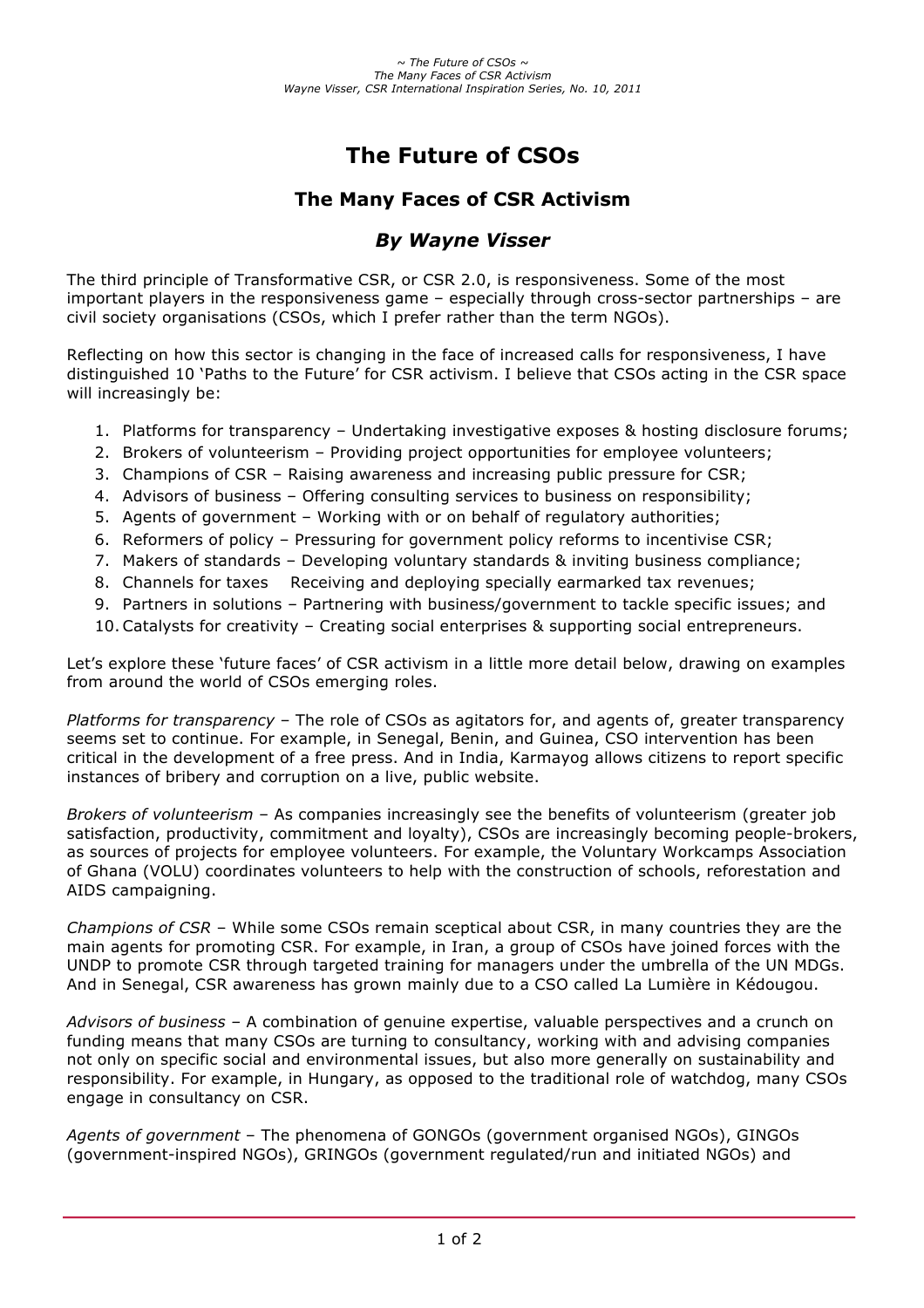# The Future of CSOs

## The Many Faces of CSR Activism

### *By Wayne Visser*

The third principle of Transformative CSR, or CSR 2.0, is responsiveness. Some of the most important players in the responsiveness game – especially through cross-sector partnerships – are civil society organisations (CSOs, which I prefer rather than the term NGOs).

Reflecting on how this sector is changing in the face of increased calls for responsiveness, I have distinguished 10 'Paths to the Future' for CSR activism. I believe that CSOs acting in the CSR space will increasingly be:

1. Platforms for transparency – Undertaking investigative exposes & hosting disclosure forums;
2. Brokers of volunteerism – Providing project opportunities for employee volunteers;
3. Champions of CSR – Raising awareness and increasing public pressure for CSR;
4. Advisors of business – Offering consulting services to business on responsibility;
5. Agents of government – Working with or on behalf of regulatory authorities;
6. Reformers of policy – Pressuring for government policy reforms to incentivise CSR;
7. Makers of standards – Developing voluntary standards & inviting business compliance;
8. Channels for taxes  Receiving and deploying specially earmarked tax revenues;
9. Partners in solutions – Partnering with business/government to tackle specific issues; and
10. Catalysts for creativity – Creating social enterprises & supporting social entrepreneurs.

Let's explore these 'future faces' of CSR activism in a little more detail below, drawing on examples from around the world of CSOs emerging roles.

*Platforms for transparency* – The role of CSOs as agitators for, and agents of, greater transparency seems set to continue. For example, in Senegal, Benin, and Guinea, CSO intervention has been critical in the development of a free press. And in India, Karmayog allows citizens to report specific instances of bribery and corruption on a live, public website.

*Brokers of volunteerism* – As companies increasingly see the benefits of volunteerism (greater job satisfaction, productivity, commitment and loyalty), CSOs are increasingly becoming people-brokers, as sources of projects for employee volunteers. For example, the Voluntary Workcamps Association of Ghana (VOLU) coordinates volunteers to help with the construction of schools, reforestation and AIDS campaigning.

*Champions of CSR* – While some CSOs remain sceptical about CSR, in many countries they are the main agents for promoting CSR. For example, in Iran, a group of CSOs have joined forces with the UNDP to promote CSR through targeted training for managers under the umbrella of the UN MDGs. And in Senegal, CSR awareness has grown mainly due to a CSO called La Lumière in Kédougou.

*Advisors of business* – A combination of genuine expertise, valuable perspectives and a crunch on funding means that many CSOs are turning to consultancy, working with and advising companies not only on specific social and environmental issues, but also more generally on sustainability and responsibility. For example, in Hungary, as opposed to the traditional role of watchdog, many CSOs engage in consultancy on CSR.

*Agents of government* – The phenomena of GONGOs (government organised NGOs), GINGOs (government-inspired NGOs), GRINGOs (government regulated/run and initiated NGOs) and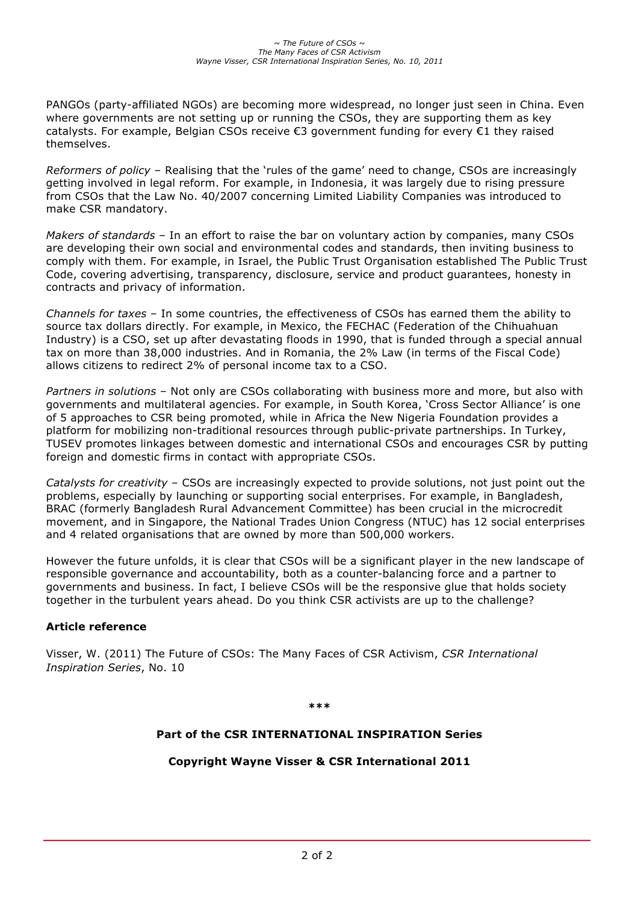PANGOs (party-affiliated NGOs) are becoming more widespread, no longer just seen in China. Even where governments are not setting up or running the CSOs, they are supporting them as key catalysts. For example, Belgian CSOs receive €3 government funding for every €1 they raised themselves.

*Reformers of policy* – Realising that the 'rules of the game' need to change, CSOs are increasingly getting involved in legal reform. For example, in Indonesia, it was largely due to rising pressure from CSOs that the Law No. 40/2007 concerning Limited Liability Companies was introduced to make CSR mandatory.

*Makers of standards* – In an effort to raise the bar on voluntary action by companies, many CSOs are developing their own social and environmental codes and standards, then inviting business to comply with them. For example, in Israel, the Public Trust Organisation established The Public Trust Code, covering advertising, transparency, disclosure, service and product guarantees, honesty in contracts and privacy of information.

*Channels for taxes* – In some countries, the effectiveness of CSOs has earned them the ability to source tax dollars directly. For example, in Mexico, the FECHAC (Federation of the Chihuahuan Industry) is a CSO, set up after devastating floods in 1990, that is funded through a special annual tax on more than 38,000 industries. And in Romania, the 2% Law (in terms of the Fiscal Code) allows citizens to redirect 2% of personal income tax to a CSO.

*Partners in solutions* – Not only are CSOs collaborating with business more and more, but also with governments and multilateral agencies. For example, in South Korea, 'Cross Sector Alliance' is one of 5 approaches to CSR being promoted, while in Africa the New Nigeria Foundation provides a platform for mobilizing non-traditional resources through public-private partnerships. In Turkey, TUSEV promotes linkages between domestic and international CSOs and encourages CSR by putting foreign and domestic firms in contact with appropriate CSOs.

*Catalysts for creativity* – CSOs are increasingly expected to provide solutions, not just point out the problems, especially by launching or supporting social enterprises. For example, in Bangladesh, BRAC (formerly Bangladesh Rural Advancement Committee) has been crucial in the microcredit movement, and in Singapore, the National Trades Union Congress (NTUC) has 12 social enterprises and 4 related organisations that are owned by more than 500,000 workers.

However the future unfolds, it is clear that CSOs will be a significant player in the new landscape of responsible governance and accountability, both as a counter-balancing force and a partner to governments and business. In fact, I believe CSOs will be the responsive glue that holds society together in the turbulent years ahead. Do you think CSR activists are up to the challenge?

**Article reference**

Visser, W. (2011) The Future of CSOs: The Many Faces of CSR Activism, *CSR International Inspiration Series*, No. 10

***

**Part of the CSR INTERNATIONAL INSPIRATION Series**

**Copyright Wayne Visser & CSR International 2011**